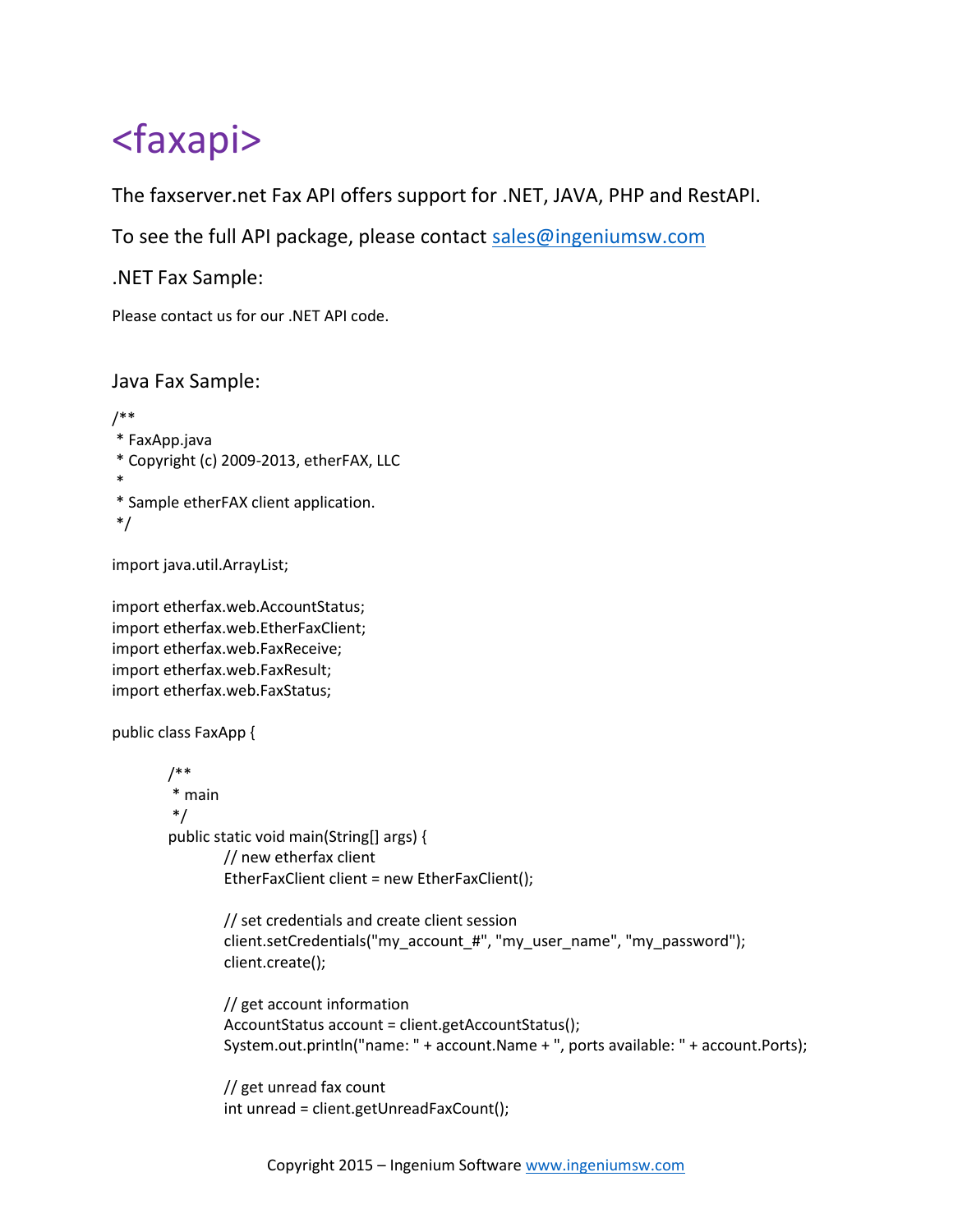# <faxapi>

The faxserver.net Fax API offers support for .NET, JAVA, PHP and RestAPI.

To see the full API package, please contact sales@ingeniumsw.com

## .NET Fax Sample:

Please contact us for our .NET API code.

## Java Fax Sample:

```java
/**
 * FaxApp.java
 * Copyright (c) 2009-2013, etherFAX, LLC
 *
 * Sample etherFAX client application.
 */

import java.util.ArrayList;

import etherfax.web.AccountStatus;
import etherfax.web.EtherFaxClient;
import etherfax.web.FaxReceive;
import etherfax.web.FaxResult;
import etherfax.web.FaxStatus;

public class FaxApp {

    /**
     * main
     */
    public static void main(String[] args) {
        // new etherfax client
        EtherFaxClient client = new EtherFaxClient();

        // set credentials and create client session
        client.setCredentials("my_account_#", "my_user_name", "my_password");
        client.create();

        // get account information
        AccountStatus account = client.getAccountStatus();
        System.out.println("name: " + account.Name + ", ports available: " + account.Ports);

        // get unread fax count
        int unread = client.getUnreadFaxCount();
```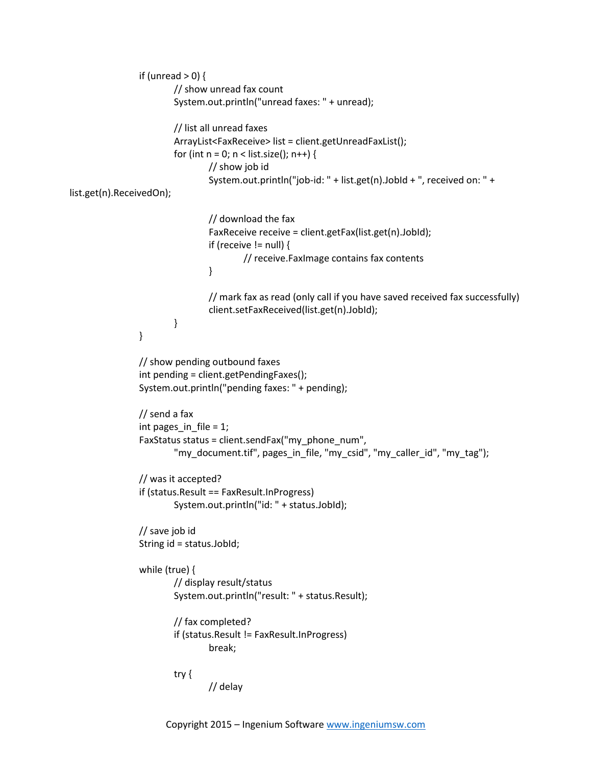```java
		if (unread > 0) {
			// show unread fax count
			System.out.println("unread faxes: " + unread);

			// list all unread faxes
			ArrayList<FaxReceive> list = client.getUnreadFaxList();
			for (int n = 0; n < list.size(); n++) {
				// show job id
				System.out.println("job-id: " + list.get(n).JobId + ", received on: " +
list.get(n).ReceivedOn);

				// download the fax
				FaxReceive receive = client.getFax(list.get(n).JobId);
				if (receive != null) {
					// receive.FaxImage contains fax contents
				}

				// mark fax as read (only call if you have saved received fax successfully)
				client.setFaxReceived(list.get(n).JobId);
			}
		}

		// show pending outbound faxes
		int pending = client.getPendingFaxes();
		System.out.println("pending faxes: " + pending);

		// send a fax
		int pages_in_file = 1;
		FaxStatus status = client.sendFax("my_phone_num",
			"my_document.tif", pages_in_file, "my_csid", "my_caller_id", "my_tag");

		// was it accepted?
		if (status.Result == FaxResult.InProgress)
			System.out.println("id: " + status.JobId);

		// save job id
		String id = status.JobId;

		while (true) {
			// display result/status
			System.out.println("result: " + status.Result);

			// fax completed?
			if (status.Result != FaxResult.InProgress)
				break;

			try {
				// delay
```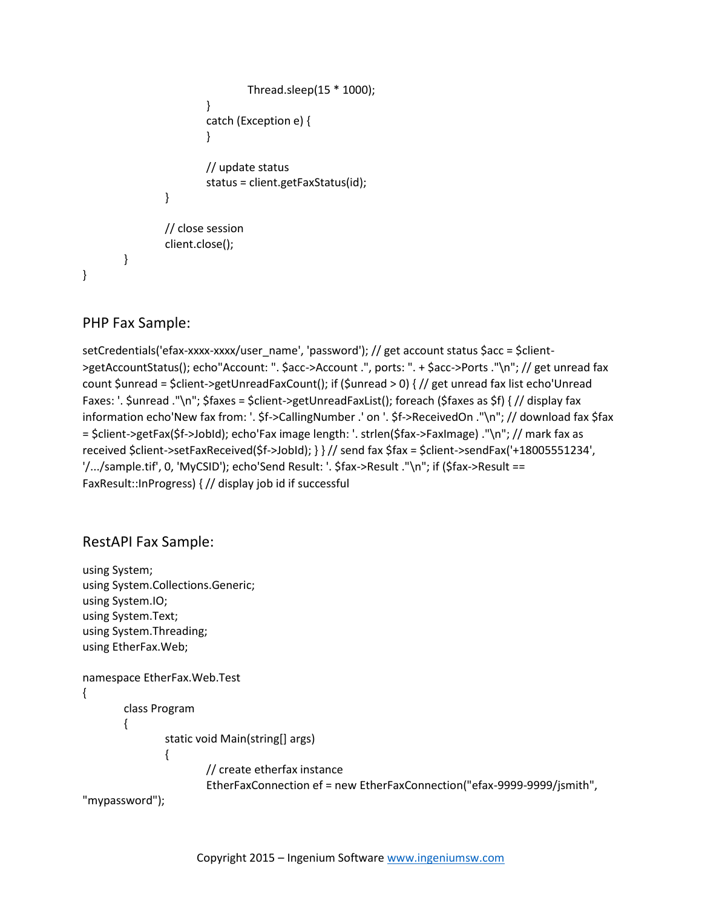```
                        Thread.sleep(15 * 1000);
                    }
                    catch (Exception e) {
                    }

                    // update status
                    status = client.getFaxStatus(id);
                }

                // close session
                client.close();
        }
}
```

## PHP Fax Sample:

setCredentials('efax-xxxx-xxxx/user_name', 'password'); // get account status $acc = $client->getAccountStatus(); echo"Account: ". $acc->Account .", ports: ". + $acc->Ports ."\n"; // get unread fax count $unread = $client->getUnreadFaxCount(); if ($unread > 0) { // get unread fax list echo'Unread Faxes: '. $unread ."\n"; $faxes = $client->getUnreadFaxList(); foreach ($faxes as $f) { // display fax information echo'New fax from: '. $f->CallingNumber .' on '. $f->ReceivedOn ."\n"; // download fax $fax = $client->getFax($f->JobId); echo'Fax image length: '. strlen($fax->FaxImage) ."\n"; // mark fax as received $client->setFaxReceived($f->JobId); } } // send fax $fax = $client->sendFax('+18005551234', '/.../sample.tif', 0, 'MyCSID'); echo'Send Result: '. $fax->Result ."\n"; if ($fax->Result == FaxResult::InProgress) { // display job id if successful

## RestAPI Fax Sample:

```
using System;
using System.Collections.Generic;
using System.IO;
using System.Text;
using System.Threading;
using EtherFax.Web;

namespace EtherFax.Web.Test
{
        class Program
        {
                static void Main(string[] args)
                {
                        // create etherfax instance
                        EtherFaxConnection ef = new EtherFaxConnection("efax-9999-9999/jsmith",
"mypassword");
```

Copyright 2015 – Ingenium Software www.ingeniumsw.com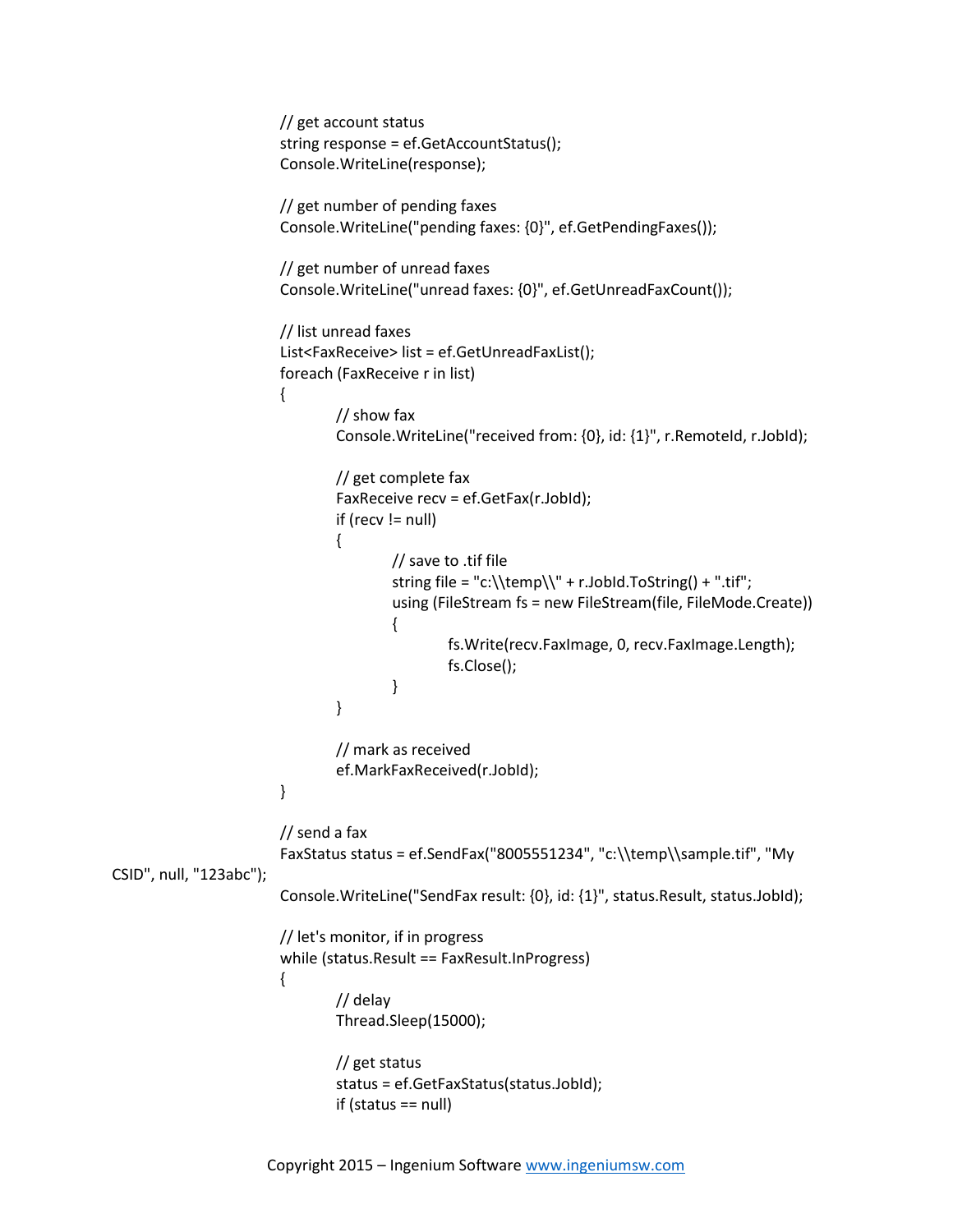```
// get account status
string response = ef.GetAccountStatus();
Console.WriteLine(response);

// get number of pending faxes
Console.WriteLine("pending faxes: {0}", ef.GetPendingFaxes());

// get number of unread faxes
Console.WriteLine("unread faxes: {0}", ef.GetUnreadFaxCount());

// list unread faxes
List<FaxReceive> list = ef.GetUnreadFaxList();
foreach (FaxReceive r in list)
{
    // show fax
    Console.WriteLine("received from: {0}, id: {1}", r.RemoteId, r.JobId);

    // get complete fax
    FaxReceive recv = ef.GetFax(r.JobId);
    if (recv != null)
    {
        // save to .tif file
        string file = "c:\\temp\\" + r.JobId.ToString() + ".tif";
        using (FileStream fs = new FileStream(file, FileMode.Create))
        {
            fs.Write(recv.FaxImage, 0, recv.FaxImage.Length);
            fs.Close();
        }
    }

    // mark as received
    ef.MarkFaxReceived(r.JobId);
}

// send a fax
FaxStatus status = ef.SendFax("8005551234", "c:\\temp\\sample.tif", "My CSID", null, "123abc");
Console.WriteLine("SendFax result: {0}, id: {1}", status.Result, status.JobId);

// let's monitor, if in progress
while (status.Result == FaxResult.InProgress)
{
    // delay
    Thread.Sleep(15000);

    // get status
    status = ef.GetFaxStatus(status.JobId);
    if (status == null)
```

Copyright 2015 – Ingenium Software www.ingeniumsw.com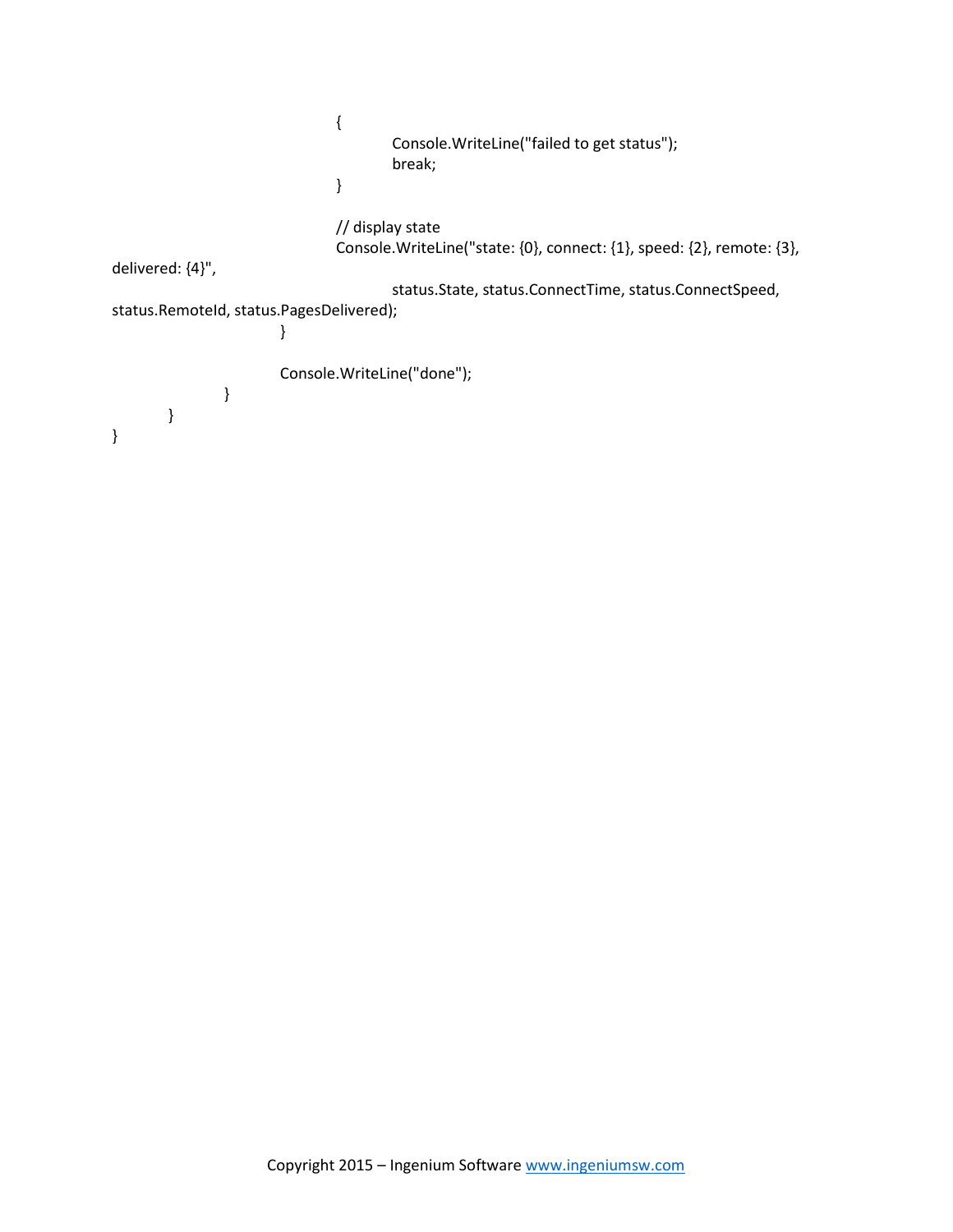```
                                {
                                        Console.WriteLine("failed to get status");
                                        break;
                                }

                                // display state
                                Console.WriteLine("state: {0}, connect: {1}, speed: {2}, remote: {3},
delivered: {4}",
                                        status.State, status.ConnectTime, status.ConnectSpeed,
status.RemoteId, status.PagesDelivered);
                        }

                        Console.WriteLine("done");
                }
        }
}
```